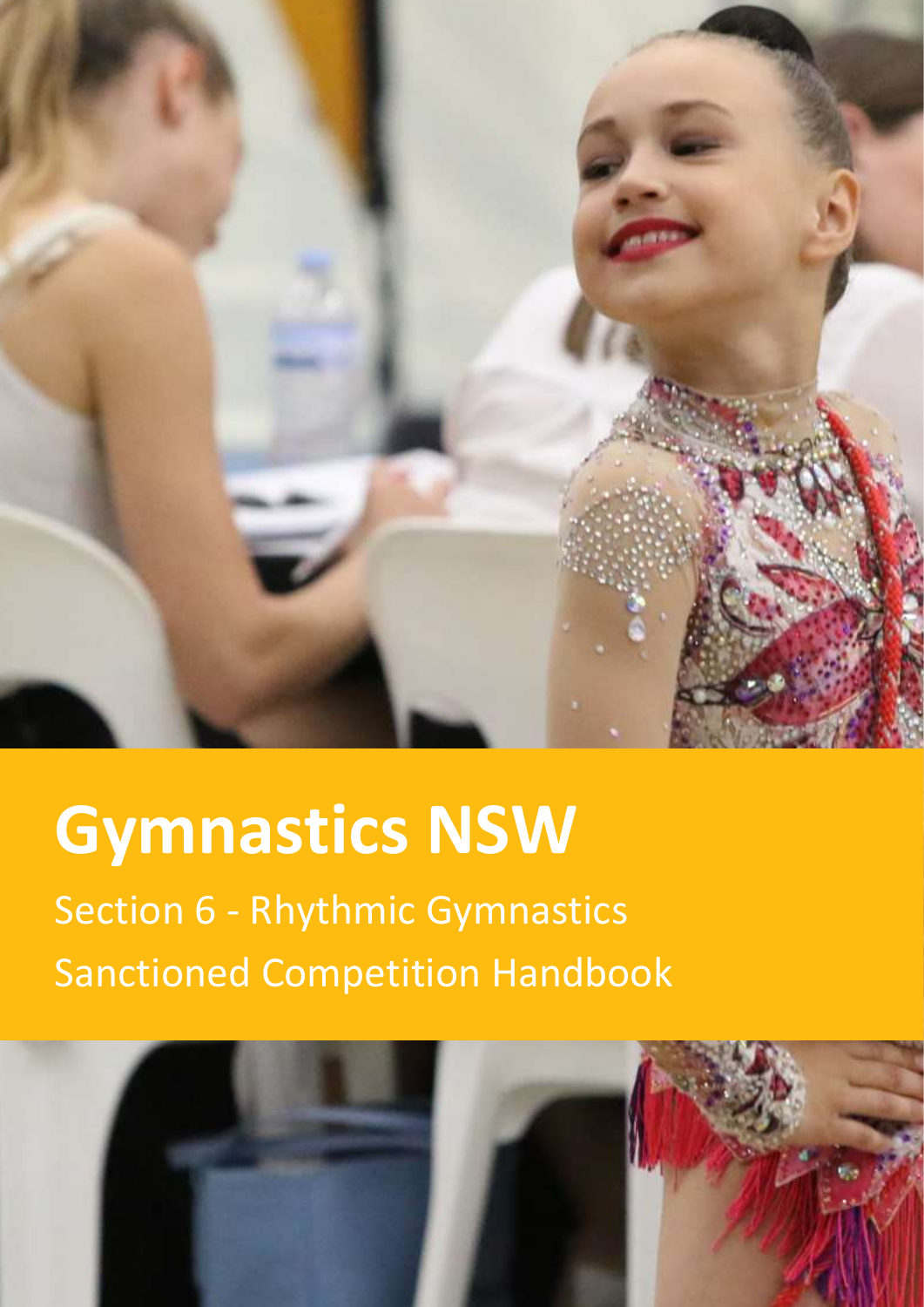# Gymnastics NSW

Section 6 - Rhythmic Gymnastics

Sanctioned Competition Handbook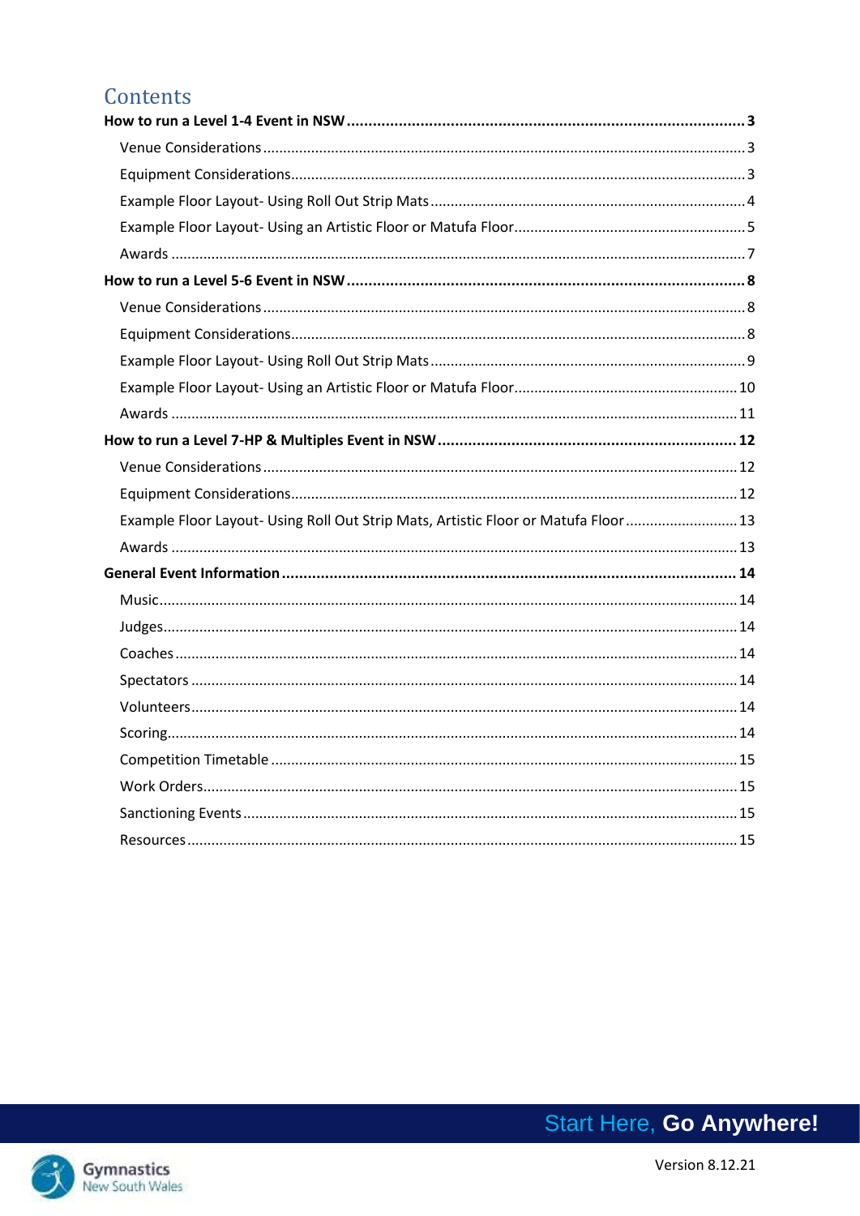# Contents

**How to run a Level 1-4 Event in NSW** ........ **3**

- Venue Considerations ........ 3
- Equipment Considerations ........ 3
- Example Floor Layout- Using Roll Out Strip Mats ........ 4
- Example Floor Layout- Using an Artistic Floor or Matufa Floor ........ 5
- Awards ........ 7

**How to run a Level 5-6 Event in NSW** ........ **8**

- Venue Considerations ........ 8
- Equipment Considerations ........ 8
- Example Floor Layout- Using Roll Out Strip Mats ........ 9
- Example Floor Layout- Using an Artistic Floor or Matufa Floor ........ 10
- Awards ........ 11

**How to run a Level 7-HP & Multiples Event in NSW** ........ **12**

- Venue Considerations ........ 12
- Equipment Considerations ........ 12
- Example Floor Layout- Using Roll Out Strip Mats, Artistic Floor or Matufa Floor ........ 13
- Awards ........ 13

**General Event Information** ........ **14**

- Music ........ 14
- Judges ........ 14
- Coaches ........ 14
- Spectators ........ 14
- Volunteers ........ 14
- Scoring ........ 14
- Competition Timetable ........ 15
- Work Orders ........ 15
- Sanctioning Events ........ 15
- Resources ........ 15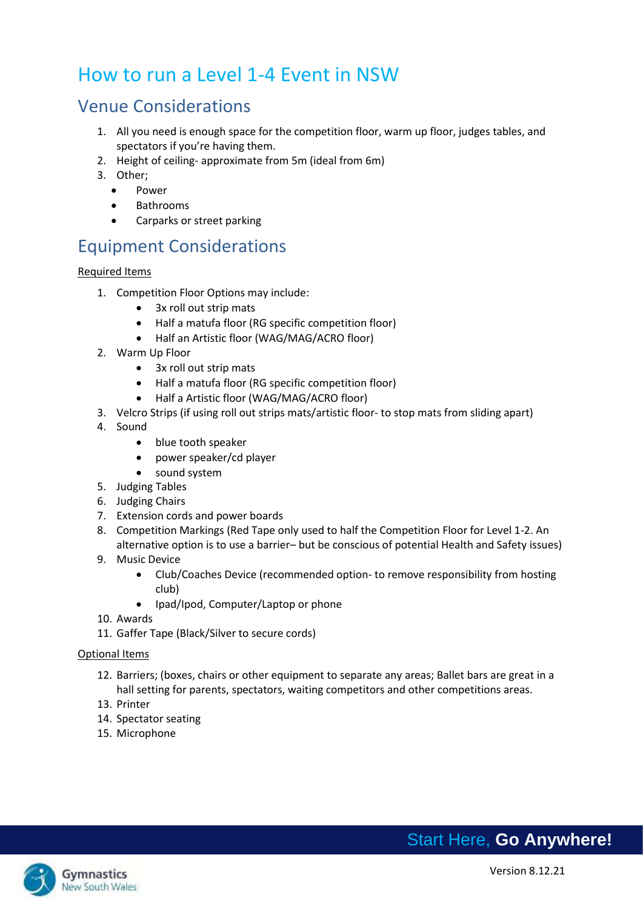# How to run a Level 1-4 Event in NSW

## Venue Considerations

1. All you need is enough space for the competition floor, warm up floor, judges tables, and spectators if you're having them.
2. Height of ceiling- approximate from 5m (ideal from 6m)
3. Other;
   - Power
   - Bathrooms
   - Carparks or street parking

## Equipment Considerations

<u>Required Items</u>

1. Competition Floor Options may include:
   - 3x roll out strip mats
   - Half a matufa floor (RG specific competition floor)
   - Half an Artistic floor (WAG/MAG/ACRO floor)
2. Warm Up Floor
   - 3x roll out strip mats
   - Half a matufa floor (RG specific competition floor)
   - Half a Artistic floor (WAG/MAG/ACRO floor)
3. Velcro Strips (if using roll out strips mats/artistic floor- to stop mats from sliding apart)
4. Sound
   - blue tooth speaker
   - power speaker/cd player
   - sound system
5. Judging Tables
6. Judging Chairs
7. Extension cords and power boards
8. Competition Markings (Red Tape only used to half the Competition Floor for Level 1-2. An alternative option is to use a barrier– but be conscious of potential Health and Safety issues)
9. Music Device
   - Club/Coaches Device (recommended option- to remove responsibility from hosting club)
   - Ipad/Ipod, Computer/Laptop or phone
10. Awards
11. Gaffer Tape (Black/Silver to secure cords)

<u>Optional Items</u>

12. Barriers; (boxes, chairs or other equipment to separate any areas; Ballet bars are great in a hall setting for parents, spectators, waiting competitors and other competitions areas.
13. Printer
14. Spectator seating
15. Microphone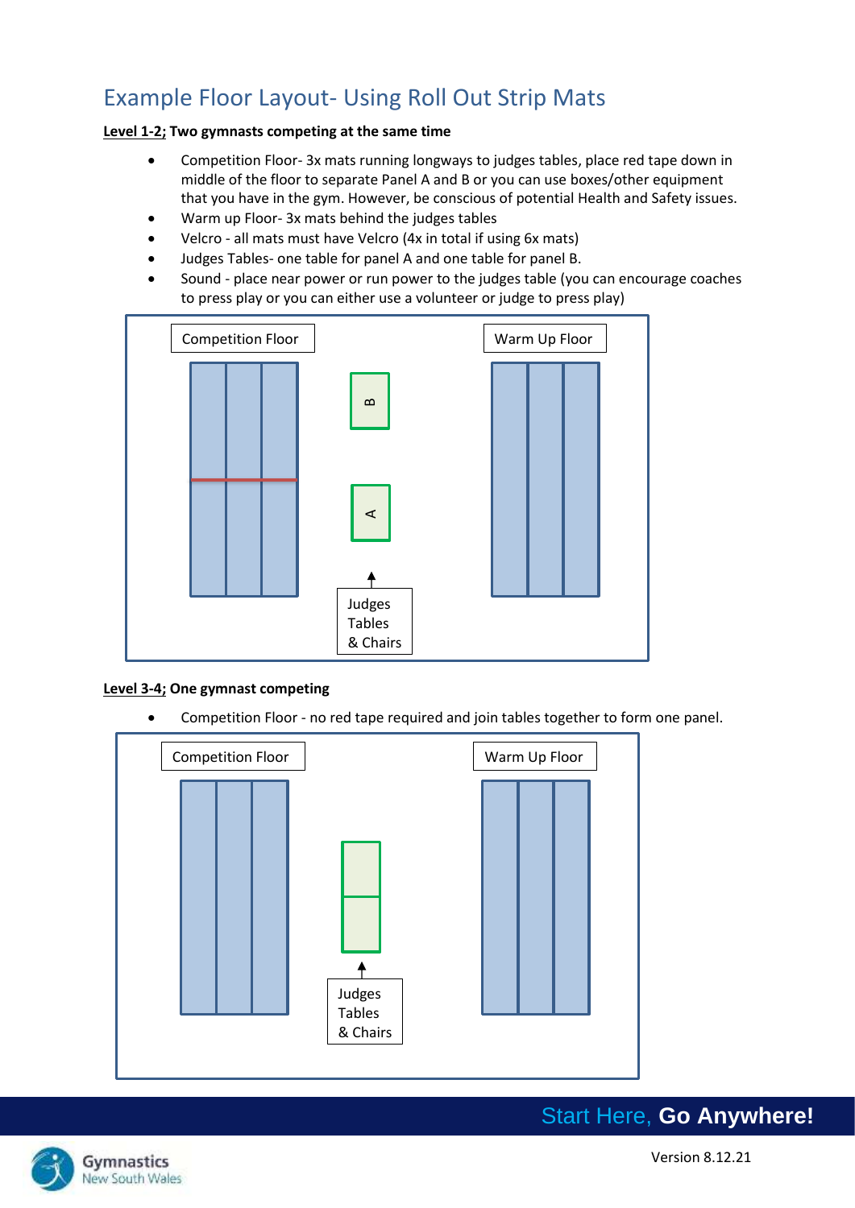# Example Floor Layout- Using Roll Out Strip Mats

**Level 1-2; Two gymnasts competing at the same time**

- Competition Floor- 3x mats running longways to judges tables, place red tape down in middle of the floor to separate Panel A and B or you can use boxes/other equipment that you have in the gym. However, be conscious of potential Health and Safety issues.
- Warm up Floor- 3x mats behind the judges tables
- Velcro - all mats must have Velcro (4x in total if using 6x mats)
- Judges Tables- one table for panel A and one table for panel B.
- Sound - place near power or run power to the judges table (you can encourage coaches to press play or you can either use a volunteer or judge to press play)

Competition Floor

B

A

Judges Tables & Chairs

Warm Up Floor

**Level 3-4; One gymnast competing**

- Competition Floor - no red tape required and join tables together to form one panel.

Competition Floor

Judges Tables & Chairs

Warm Up Floor

Start Here, **Go Anywhere!**

Version 8.12.21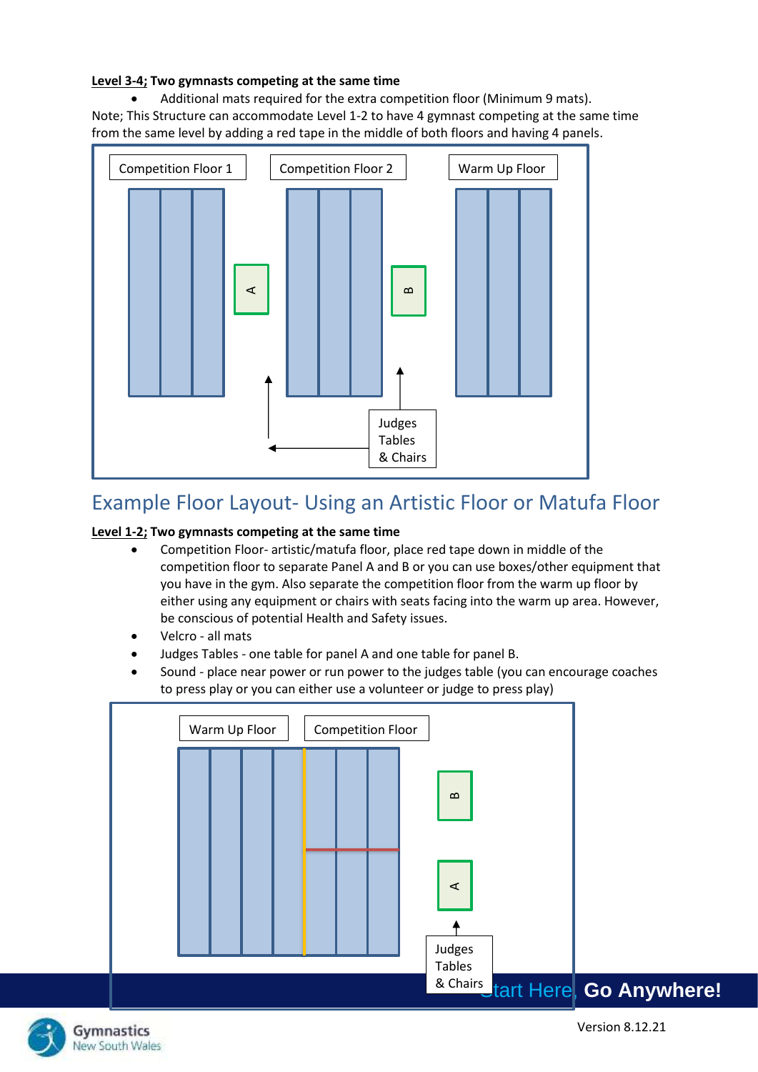**<u>Level 3-4;</u> Two gymnasts competing at the same time**

- Additional mats required for the extra competition floor (Minimum 9 mats).

Note; This Structure can accommodate Level 1-2 to have 4 gymnast competing at the same time from the same level by adding a red tape in the middle of both floors and having 4 panels.

Competition Floor 1

Competition Floor 2

Warm Up Floor

A

B

Judges Tables & Chairs

## Example Floor Layout- Using an Artistic Floor or Matufa Floor

**<u>Level 1-2;</u> Two gymnasts competing at the same time**

- Competition Floor- artistic/matufa floor, place red tape down in middle of the competition floor to separate Panel A and B or you can use boxes/other equipment that you have in the gym. Also separate the competition floor from the warm up floor by either using any equipment or chairs with seats facing into the warm up area. However, be conscious of potential Health and Safety issues.
- Velcro - all mats
- Judges Tables - one table for panel A and one table for panel B.
- Sound - place near power or run power to the judges table (you can encourage coaches to press play or you can either use a volunteer or judge to press play)

Warm Up Floor

Competition Floor

B

A

Judges Tables & Chairs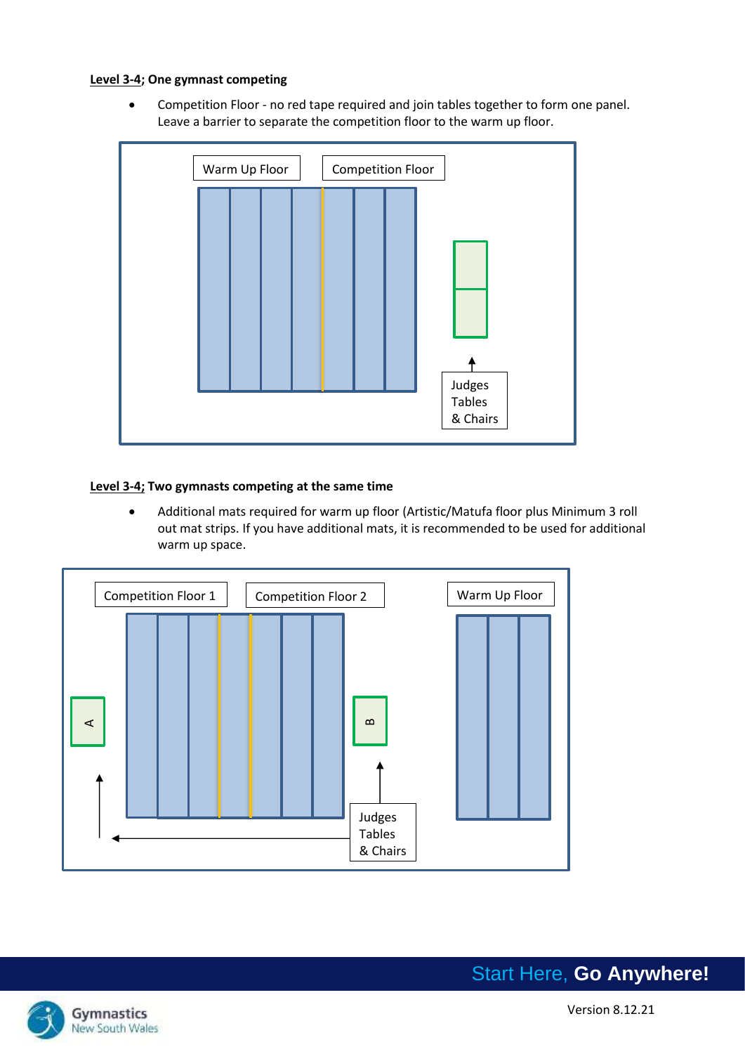**Level 3-4; One gymnast competing**

- Competition Floor - no red tape required and join tables together to form one panel. Leave a barrier to separate the competition floor to the warm up floor.

Warm Up Floor

Competition Floor

Judges Tables & Chairs

**Level 3-4; Two gymnasts competing at the same time**

- Additional mats required for warm up floor (Artistic/Matufa floor plus Minimum 3 roll out mat strips. If you have additional mats, it is recommended to be used for additional warm up space.

Competition Floor 1

Competition Floor 2

Warm Up Floor

A

B

Judges Tables & Chairs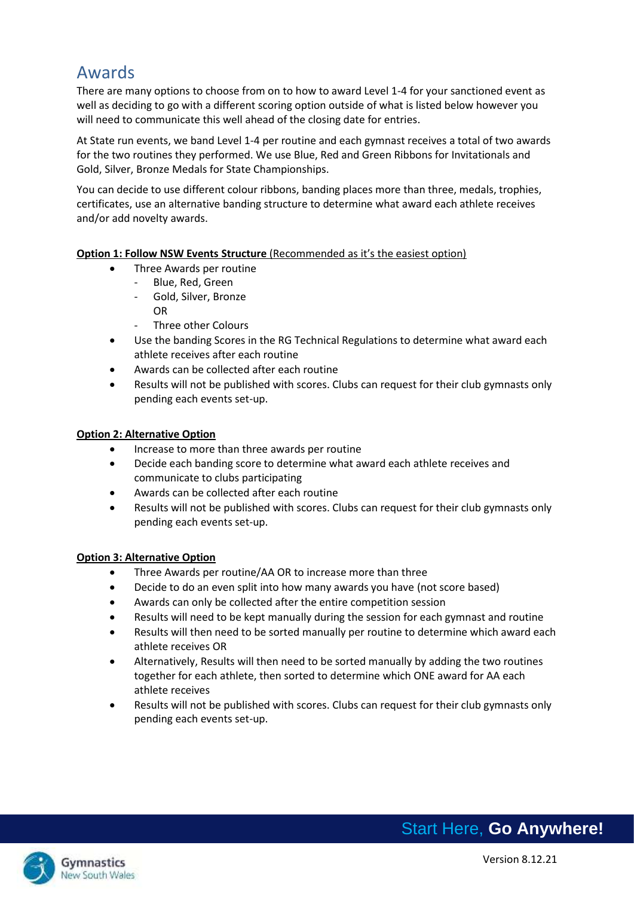# Awards

There are many options to choose from on to how to award Level 1-4 for your sanctioned event as well as deciding to go with a different scoring option outside of what is listed below however you will need to communicate this well ahead of the closing date for entries.

At State run events, we band Level 1-4 per routine and each gymnast receives a total of two awards for the two routines they performed. We use Blue, Red and Green Ribbons for Invitationals and Gold, Silver, Bronze Medals for State Championships.

You can decide to use different colour ribbons, banding places more than three, medals, trophies, certificates, use an alternative banding structure to determine what award each athlete receives and/or add novelty awards.

**Option 1: Follow NSW Events Structure** (Recommended as it's the easiest option)

- Three Awards per routine
  - Blue, Red, Green
  - Gold, Silver, Bronze
    
    OR
  - Three other Colours
- Use the banding Scores in the RG Technical Regulations to determine what award each athlete receives after each routine
- Awards can be collected after each routine
- Results will not be published with scores. Clubs can request for their club gymnasts only pending each events set-up.

**Option 2: Alternative Option**

- Increase to more than three awards per routine
- Decide each banding score to determine what award each athlete receives and communicate to clubs participating
- Awards can be collected after each routine
- Results will not be published with scores. Clubs can request for their club gymnasts only pending each events set-up.

**Option 3: Alternative Option**

- Three Awards per routine/AA OR to increase more than three
- Decide to do an even split into how many awards you have (not score based)
- Awards can only be collected after the entire competition session
- Results will need to be kept manually during the session for each gymnast and routine
- Results will then need to be sorted manually per routine to determine which award each athlete receives OR
- Alternatively, Results will then need to be sorted manually by adding the two routines together for each athlete, then sorted to determine which ONE award for AA each athlete receives
- Results will not be published with scores. Clubs can request for their club gymnasts only pending each events set-up.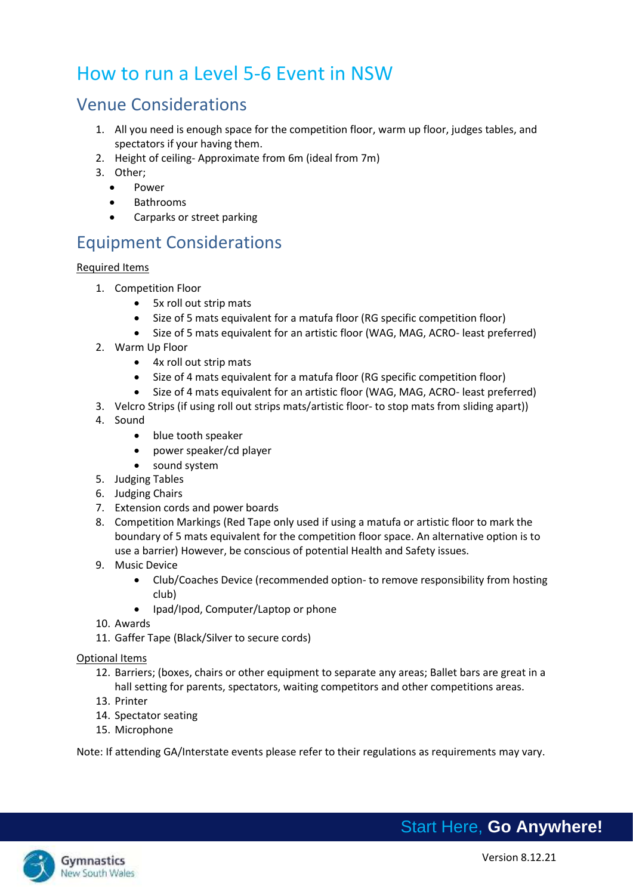# How to run a Level 5-6 Event in NSW

## Venue Considerations

1. All you need is enough space for the competition floor, warm up floor, judges tables, and spectators if your having them.
2. Height of ceiling- Approximate from 6m (ideal from 7m)
3. Other;
   - Power
   - Bathrooms
   - Carparks or street parking

## Equipment Considerations

<u>Required Items</u>

1. Competition Floor
   - 5x roll out strip mats
   - Size of 5 mats equivalent for a matufa floor (RG specific competition floor)
   - Size of 5 mats equivalent for an artistic floor (WAG, MAG, ACRO- least preferred)
2. Warm Up Floor
   - 4x roll out strip mats
   - Size of 4 mats equivalent for a matufa floor (RG specific competition floor)
   - Size of 4 mats equivalent for an artistic floor (WAG, MAG, ACRO- least preferred)
3. Velcro Strips (if using roll out strips mats/artistic floor- to stop mats from sliding apart))
4. Sound
   - blue tooth speaker
   - power speaker/cd player
   - sound system
5. Judging Tables
6. Judging Chairs
7. Extension cords and power boards
8. Competition Markings (Red Tape only used if using a matufa or artistic floor to mark the boundary of 5 mats equivalent for the competition floor space. An alternative option is to use a barrier) However, be conscious of potential Health and Safety issues.
9. Music Device
   - Club/Coaches Device (recommended option- to remove responsibility from hosting club)
   - Ipad/Ipod, Computer/Laptop or phone
10. Awards
11. Gaffer Tape (Black/Silver to secure cords)

<u>Optional Items</u>

12. Barriers; (boxes, chairs or other equipment to separate any areas; Ballet bars are great in a hall setting for parents, spectators, waiting competitors and other competitions areas.
13. Printer
14. Spectator seating
15. Microphone

Note: If attending GA/Interstate events please refer to their regulations as requirements may vary.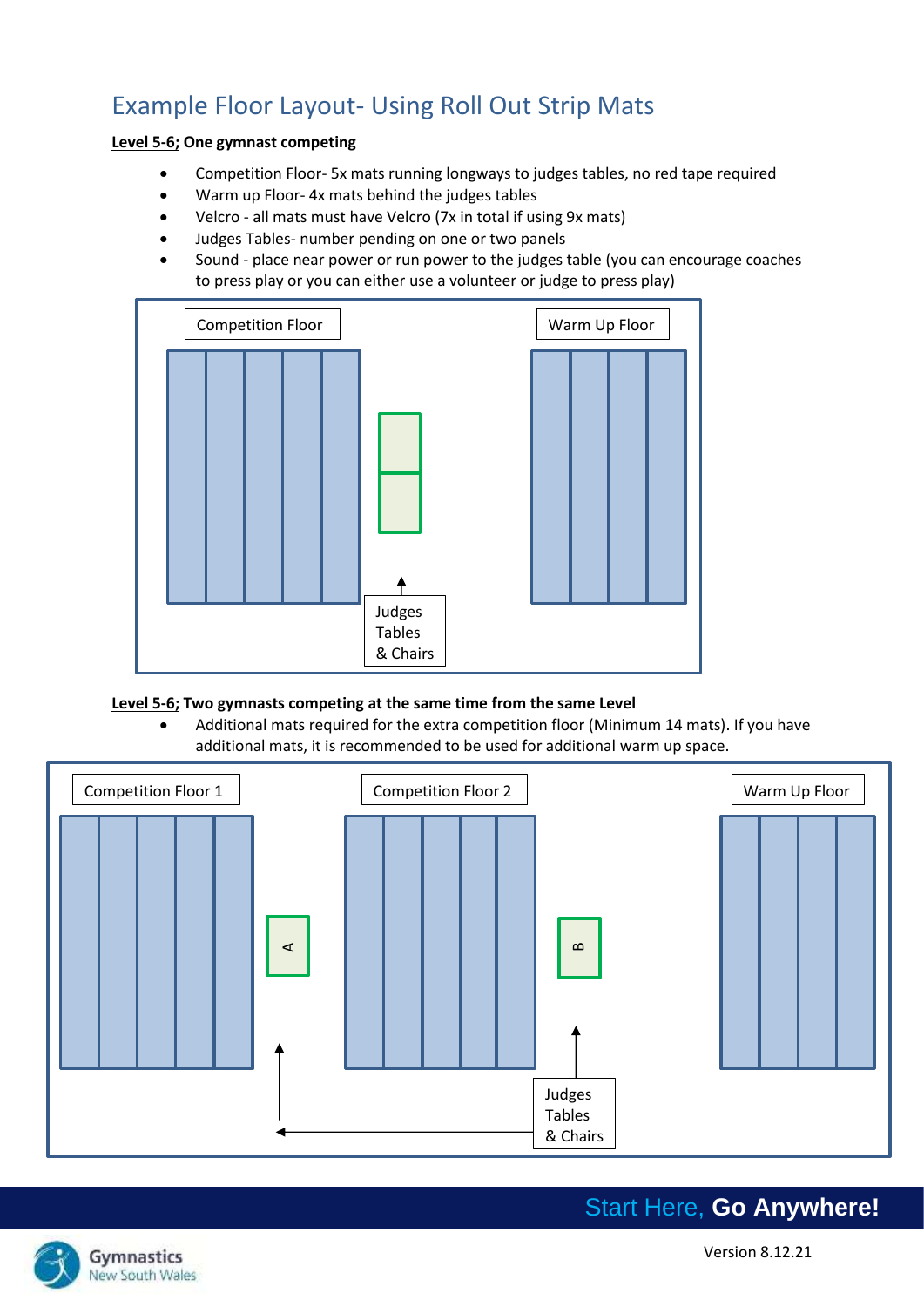## Example Floor Layout- Using Roll Out Strip Mats

**Level 5-6; One gymnast competing**

- Competition Floor- 5x mats running longways to judges tables, no red tape required
- Warm up Floor- 4x mats behind the judges tables
- Velcro - all mats must have Velcro (7x in total if using 9x mats)
- Judges Tables- number pending on one or two panels
- Sound - place near power or run power to the judges table (you can encourage coaches to press play or you can either use a volunteer or judge to press play)

Competition Floor

Warm Up Floor

Judges Tables & Chairs

**Level 5-6; Two gymnasts competing at the same time from the same Level**

- Additional mats required for the extra competition floor (Minimum 14 mats). If you have additional mats, it is recommended to be used for additional warm up space.

Competition Floor 1

Competition Floor 2

Warm Up Floor

A

B

Judges Tables & Chairs

Start Here, **Go Anywhere!**

Gymnastics New South Wales

Version 8.12.21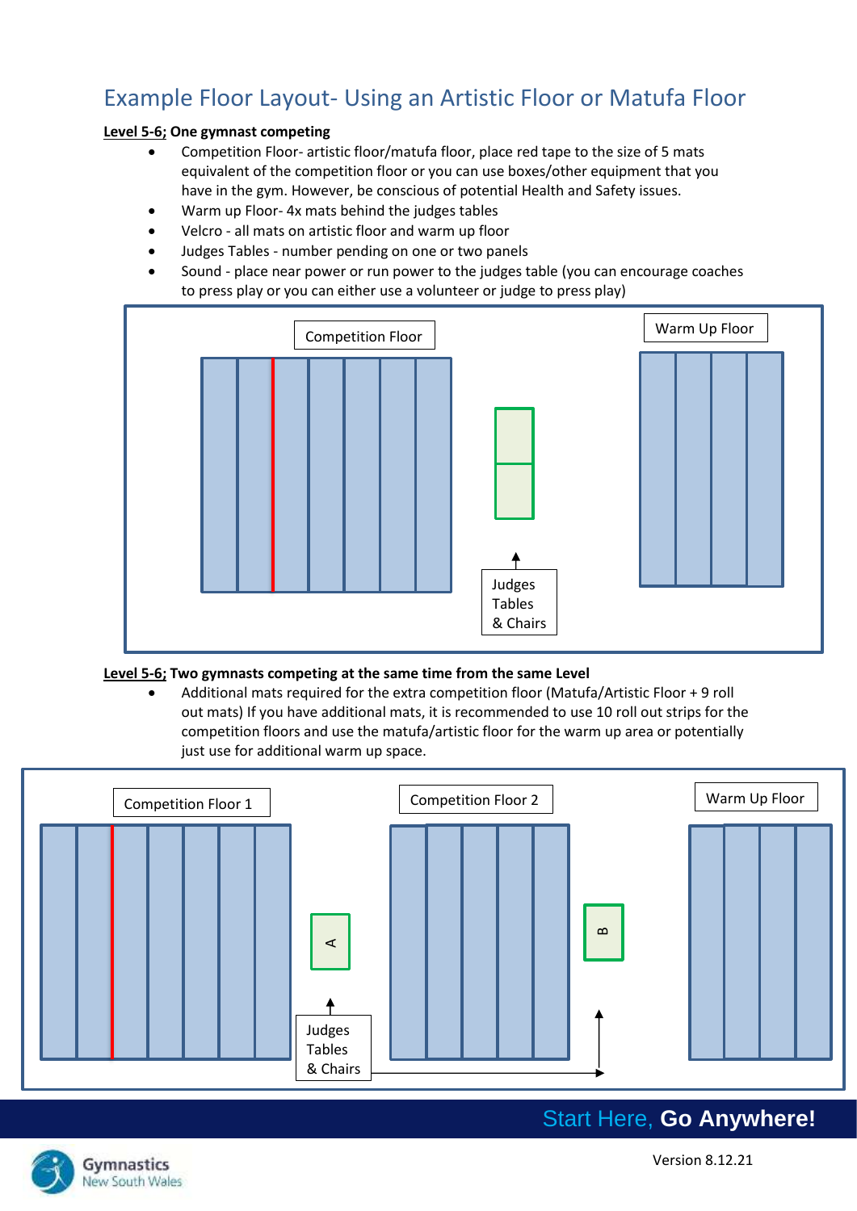# Example Floor Layout- Using an Artistic Floor or Matufa Floor

**Level 5-6; One gymnast competing**

- Competition Floor- artistic floor/matufa floor, place red tape to the size of 5 mats equivalent of the competition floor or you can use boxes/other equipment that you have in the gym. However, be conscious of potential Health and Safety issues.
- Warm up Floor- 4x mats behind the judges tables
- Velcro - all mats on artistic floor and warm up floor
- Judges Tables - number pending on one or two panels
- Sound - place near power or run power to the judges table (you can encourage coaches to press play or you can either use a volunteer or judge to press play)

Competition Floor

Warm Up Floor

Judges Tables & Chairs

**Level 5-6; Two gymnasts competing at the same time from the same Level**

- Additional mats required for the extra competition floor (Matufa/Artistic Floor + 9 roll out mats) If you have additional mats, it is recommended to use 10 roll out strips for the competition floors and use the matufa/artistic floor for the warm up area or potentially just use for additional warm up space.

Competition Floor 1

Competition Floor 2

Warm Up Floor

A

B

Judges Tables & Chairs

Start Here, **Go Anywhere!**

Version 8.12.21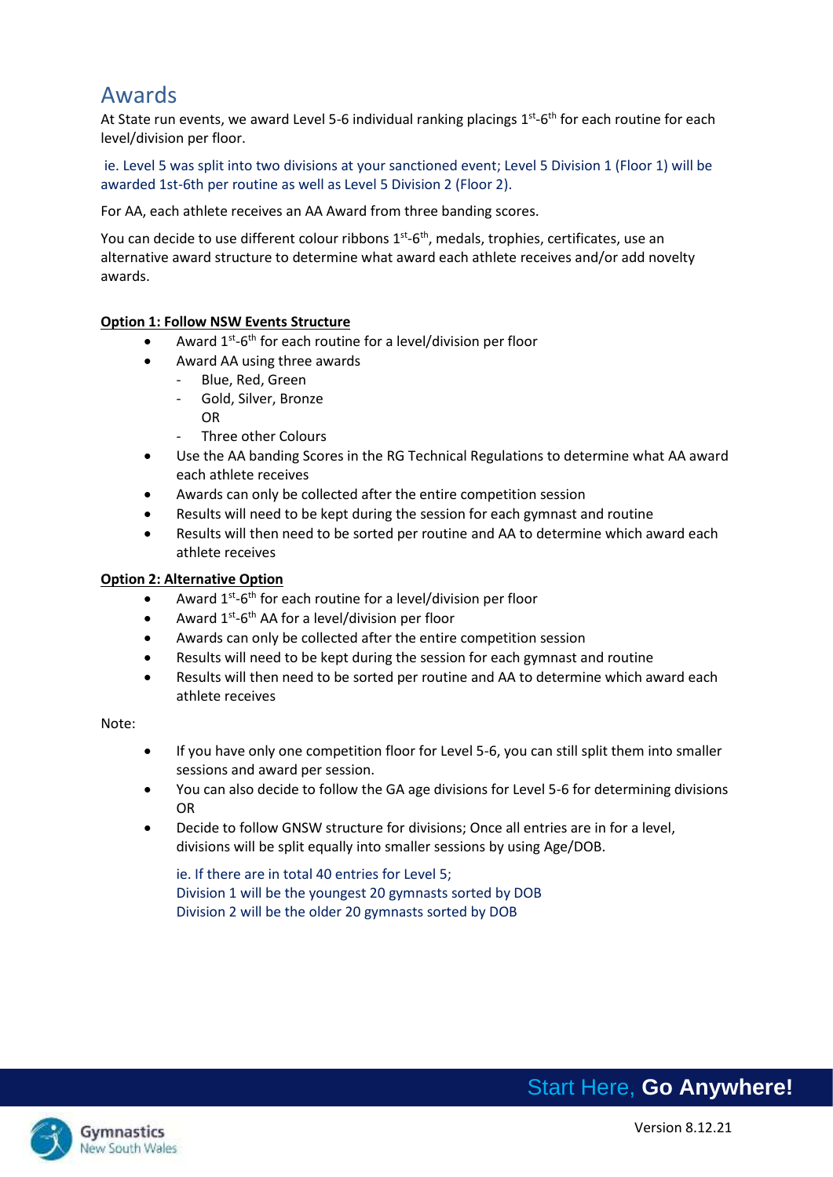# Awards

At State run events, we award Level 5-6 individual ranking placings 1st-6th for each routine for each level/division per floor.

ie. Level 5 was split into two divisions at your sanctioned event; Level 5 Division 1 (Floor 1) will be awarded 1st-6th per routine as well as Level 5 Division 2 (Floor 2).

For AA, each athlete receives an AA Award from three banding scores.

You can decide to use different colour ribbons 1st-6th, medals, trophies, certificates, use an alternative award structure to determine what award each athlete receives and/or add novelty awards.

**Option 1: Follow NSW Events Structure**

- Award 1st-6th for each routine for a level/division per floor
- Award AA using three awards
  - Blue, Red, Green
  - Gold, Silver, Bronze
    OR
  - Three other Colours
- Use the AA banding Scores in the RG Technical Regulations to determine what AA award each athlete receives
- Awards can only be collected after the entire competition session
- Results will need to be kept during the session for each gymnast and routine
- Results will then need to be sorted per routine and AA to determine which award each athlete receives

**Option 2: Alternative Option**

- Award 1st-6th for each routine for a level/division per floor
- Award 1st-6th AA for a level/division per floor
- Awards can only be collected after the entire competition session
- Results will need to be kept during the session for each gymnast and routine
- Results will then need to be sorted per routine and AA to determine which award each athlete receives

Note:

- If you have only one competition floor for Level 5-6, you can still split them into smaller sessions and award per session.
- You can also decide to follow the GA age divisions for Level 5-6 for determining divisions
  OR
- Decide to follow GNSW structure for divisions; Once all entries are in for a level, divisions will be split equally into smaller sessions by using Age/DOB.

  ie. If there are in total 40 entries for Level 5;
  Division 1 will be the youngest 20 gymnasts sorted by DOB
  Division 2 will be the older 20 gymnasts sorted by DOB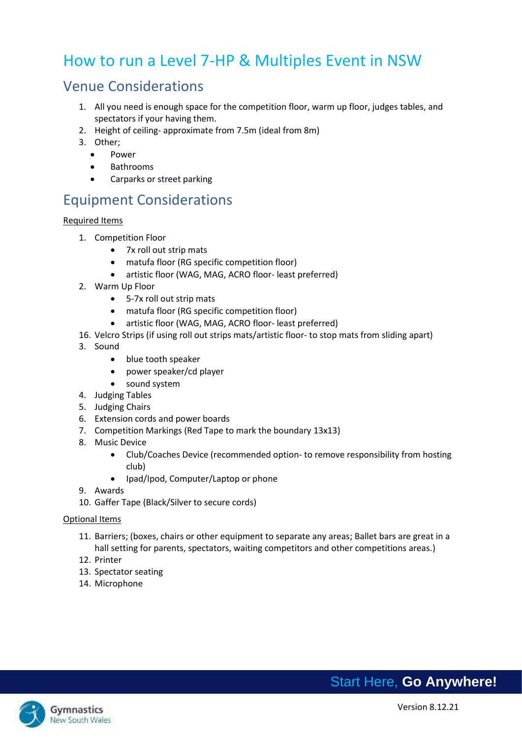# How to run a Level 7-HP & Multiples Event in NSW

## Venue Considerations

1. All you need is enough space for the competition floor, warm up floor, judges tables, and spectators if your having them.
2. Height of ceiling- approximate from 7.5m (ideal from 8m)
3. Other;
   - Power
   - Bathrooms
   - Carparks or street parking

## Equipment Considerations

<u>Required Items</u>

1. Competition Floor
   - 7x roll out strip mats
   - matufa floor (RG specific competition floor)
   - artistic floor (WAG, MAG, ACRO floor- least preferred)
2. Warm Up Floor
   - 5-7x roll out strip mats
   - matufa floor (RG specific competition floor)
   - artistic floor (WAG, MAG, ACRO floor- least preferred)

16. Velcro Strips (if using roll out strips mats/artistic floor- to stop mats from sliding apart)

3. Sound
   - blue tooth speaker
   - power speaker/cd player
   - sound system
4. Judging Tables
5. Judging Chairs
6. Extension cords and power boards
7. Competition Markings (Red Tape to mark the boundary 13x13)
8. Music Device
   - Club/Coaches Device (recommended option- to remove responsibility from hosting club)
   - Ipad/Ipod, Computer/Laptop or phone
9. Awards
10. Gaffer Tape (Black/Silver to secure cords)

<u>Optional Items</u>

11. Barriers; (boxes, chairs or other equipment to separate any areas; Ballet bars are great in a hall setting for parents, spectators, waiting competitors and other competitions areas.)
12. Printer
13. Spectator seating
14. Microphone

Start Here, **Go Anywhere!**

Version 8.12.21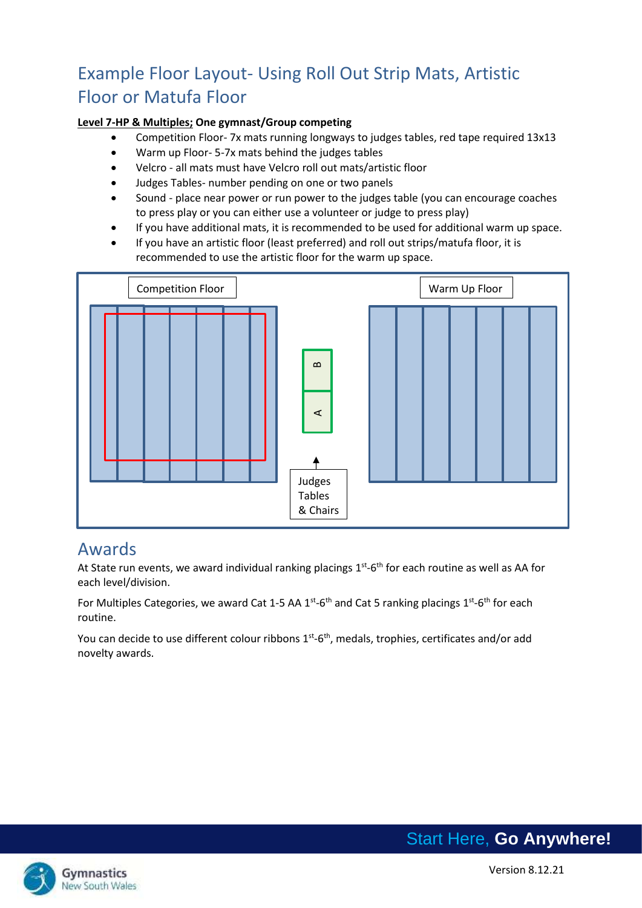# Example Floor Layout- Using Roll Out Strip Mats, Artistic Floor or Matufa Floor

**<u>Level 7-HP & Multiples;</u> One gymnast/Group competing**

- Competition Floor- 7x mats running longways to judges tables, red tape required 13x13
- Warm up Floor- 5-7x mats behind the judges tables
- Velcro - all mats must have Velcro roll out mats/artistic floor
- Judges Tables- number pending on one or two panels
- Sound - place near power or run power to the judges table (you can encourage coaches to press play or you can either use a volunteer or judge to press play)
- If you have additional mats, it is recommended to be used for additional warm up space.
- If you have an artistic floor (least preferred) and roll out strips/matufa floor, it is recommended to use the artistic floor for the warm up space.

Competition Floor

Warm Up Floor

B

A

Judges Tables & Chairs

## Awards

At State run events, we award individual ranking placings 1st-6th for each routine as well as AA for each level/division.

For Multiples Categories, we award Cat 1-5 AA 1st-6th and Cat 5 ranking placings 1st-6th for each routine.

You can decide to use different colour ribbons 1st-6th, medals, trophies, certificates and/or add novelty awards.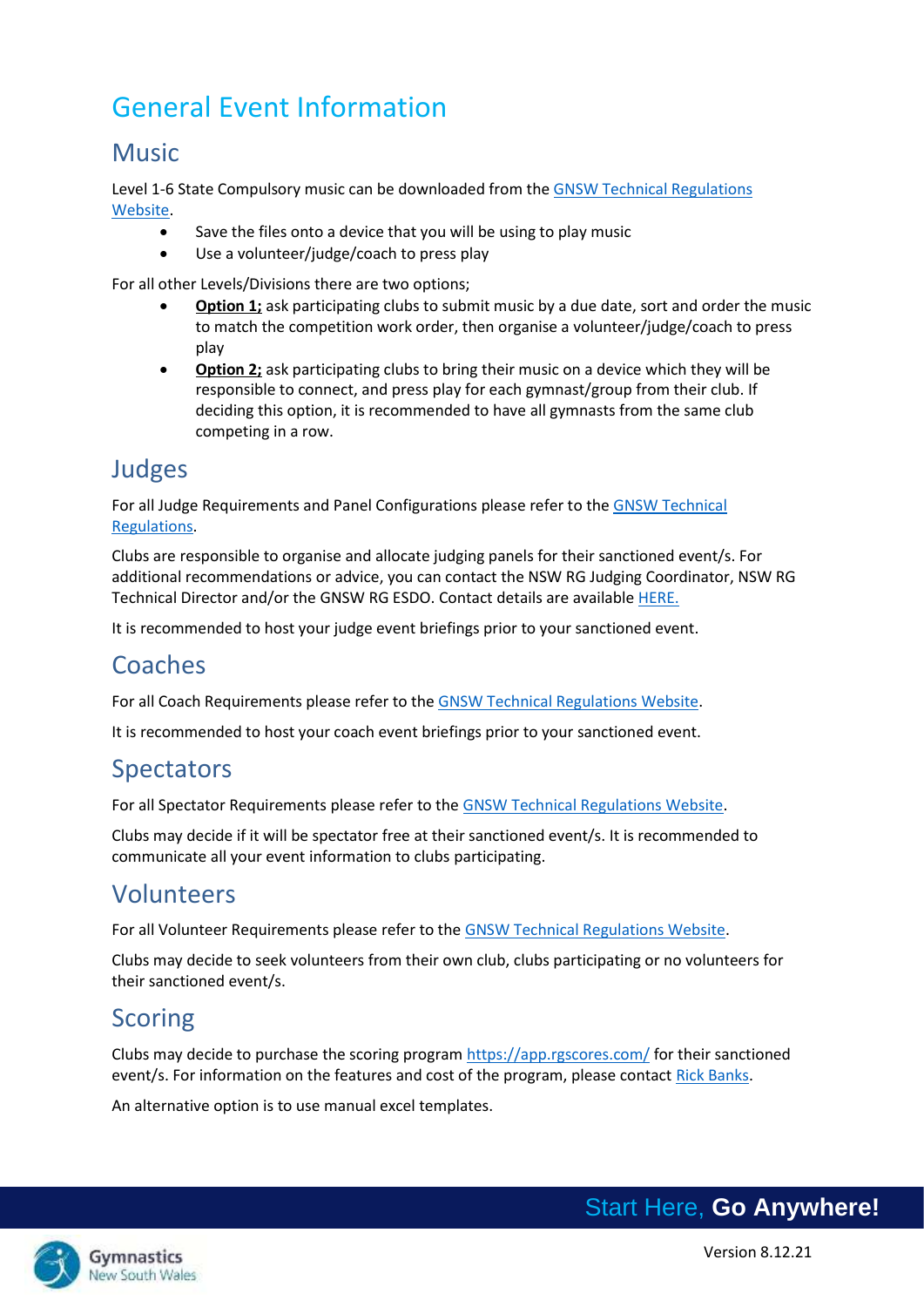# General Event Information

## Music

Level 1-6 State Compulsory music can be downloaded from the GNSW Technical Regulations Website.

- Save the files onto a device that you will be using to play music
- Use a volunteer/judge/coach to press play

For all other Levels/Divisions there are two options;

- **Option 1;** ask participating clubs to submit music by a due date, sort and order the music to match the competition work order, then organise a volunteer/judge/coach to press play
- **Option 2;** ask participating clubs to bring their music on a device which they will be responsible to connect, and press play for each gymnast/group from their club. If deciding this option, it is recommended to have all gymnasts from the same club competing in a row.

## Judges

For all Judge Requirements and Panel Configurations please refer to the GNSW Technical Regulations.

Clubs are responsible to organise and allocate judging panels for their sanctioned event/s. For additional recommendations or advice, you can contact the NSW RG Judging Coordinator, NSW RG Technical Director and/or the GNSW RG ESDO. Contact details are available HERE.

It is recommended to host your judge event briefings prior to your sanctioned event.

## Coaches

For all Coach Requirements please refer to the GNSW Technical Regulations Website.

It is recommended to host your coach event briefings prior to your sanctioned event.

## Spectators

For all Spectator Requirements please refer to the GNSW Technical Regulations Website.

Clubs may decide if it will be spectator free at their sanctioned event/s. It is recommended to communicate all your event information to clubs participating.

## Volunteers

For all Volunteer Requirements please refer to the GNSW Technical Regulations Website.

Clubs may decide to seek volunteers from their own club, clubs participating or no volunteers for their sanctioned event/s.

## Scoring

Clubs may decide to purchase the scoring program https://app.rgscores.com/ for their sanctioned event/s. For information on the features and cost of the program, please contact Rick Banks.

An alternative option is to use manual excel templates.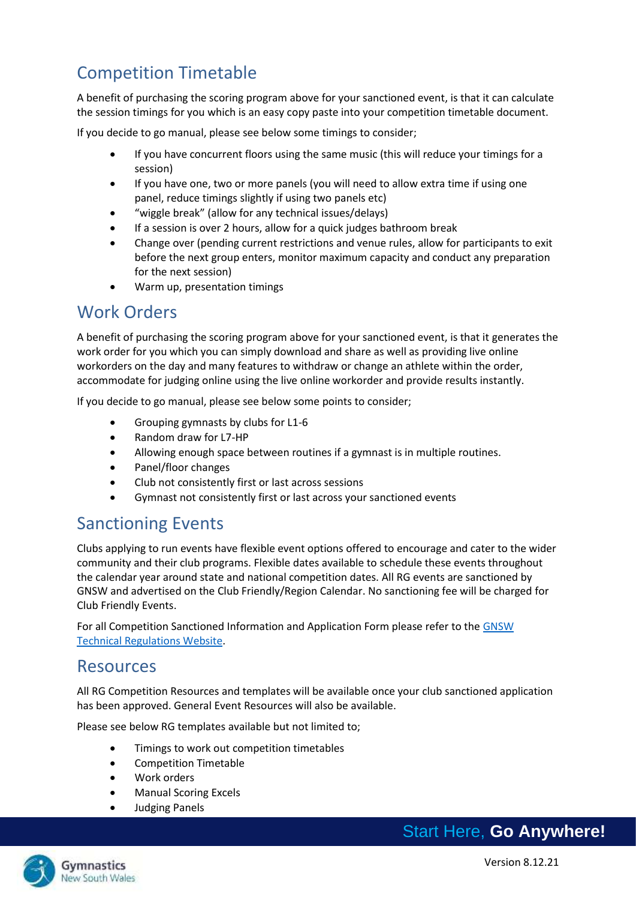## Competition Timetable

A benefit of purchasing the scoring program above for your sanctioned event, is that it can calculate the session timings for you which is an easy copy paste into your competition timetable document.

If you decide to go manual, please see below some timings to consider;

- If you have concurrent floors using the same music (this will reduce your timings for a session)
- If you have one, two or more panels (you will need to allow extra time if using one panel, reduce timings slightly if using two panels etc)
- "wiggle break" (allow for any technical issues/delays)
- If a session is over 2 hours, allow for a quick judges bathroom break
- Change over (pending current restrictions and venue rules, allow for participants to exit before the next group enters, monitor maximum capacity and conduct any preparation for the next session)
- Warm up, presentation timings

## Work Orders

A benefit of purchasing the scoring program above for your sanctioned event, is that it generates the work order for you which you can simply download and share as well as providing live online workorders on the day and many features to withdraw or change an athlete within the order, accommodate for judging online using the live online workorder and provide results instantly.

If you decide to go manual, please see below some points to consider;

- Grouping gymnasts by clubs for L1-6
- Random draw for L7-HP
- Allowing enough space between routines if a gymnast is in multiple routines.
- Panel/floor changes
- Club not consistently first or last across sessions
- Gymnast not consistently first or last across your sanctioned events

## Sanctioning Events

Clubs applying to run events have flexible event options offered to encourage and cater to the wider community and their club programs. Flexible dates available to schedule these events throughout the calendar year around state and national competition dates. All RG events are sanctioned by GNSW and advertised on the Club Friendly/Region Calendar. No sanctioning fee will be charged for Club Friendly Events.

For all Competition Sanctioned Information and Application Form please refer to the GNSW Technical Regulations Website.

## Resources

All RG Competition Resources and templates will be available once your club sanctioned application has been approved. General Event Resources will also be available.

Please see below RG templates available but not limited to;

- Timings to work out competition timetables
- Competition Timetable
- Work orders
- Manual Scoring Excels
- Judging Panels

Start Here, **Go Anywhere!**

Version 8.12.21